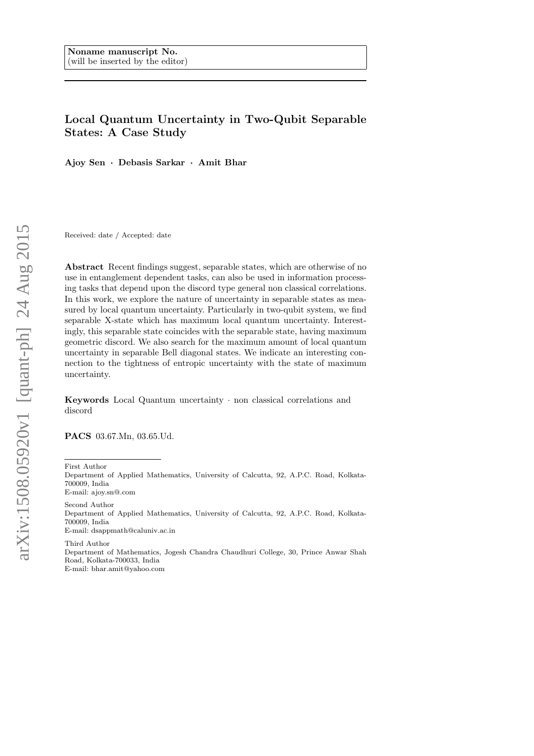**Noname manuscript No.**
(will be inserted by the editor)

# Local Quantum Uncertainty in Two-Qubit Separable States: A Case Study

**Ajoy Sen · Debasis Sarkar · Amit Bhar**

Received: date / Accepted: date

**Abstract** Recent findings suggest, separable states, which are otherwise of no use in entanglement dependent tasks, can also be used in information processing tasks that depend upon the discord type general non classical correlations. In this work, we explore the nature of uncertainty in separable states as measured by local quantum uncertainty. Particularly in two-qubit system, we find separable X-state which has maximum local quantum uncertainty. Interestingly, this separable state coincides with the separable state, having maximum geometric discord. We also search for the maximum amount of local quantum uncertainty in separable Bell diagonal states. We indicate an interesting connection to the tightness of entropic uncertainty with the state of maximum uncertainty.

**Keywords** Local Quantum uncertainty · non classical correlations and discord

**PACS** 03.67.Mn, 03.65.Ud.

---

First Author
Department of Applied Mathematics, University of Calcutta, 92, A.P.C. Road, Kolkata-700009, India
E-mail: ajoy.sn@.com

Second Author
Department of Applied Mathematics, University of Calcutta, 92, A.P.C. Road, Kolkata-700009, India
E-mail: dsappmath@caluniv.ac.in

Third Author
Department of Mathematics, Jogesh Chandra Chaudhuri College, 30, Prince Anwar Shah Road, Kolkata-700033, India
E-mail: bhar.amit@yahoo.com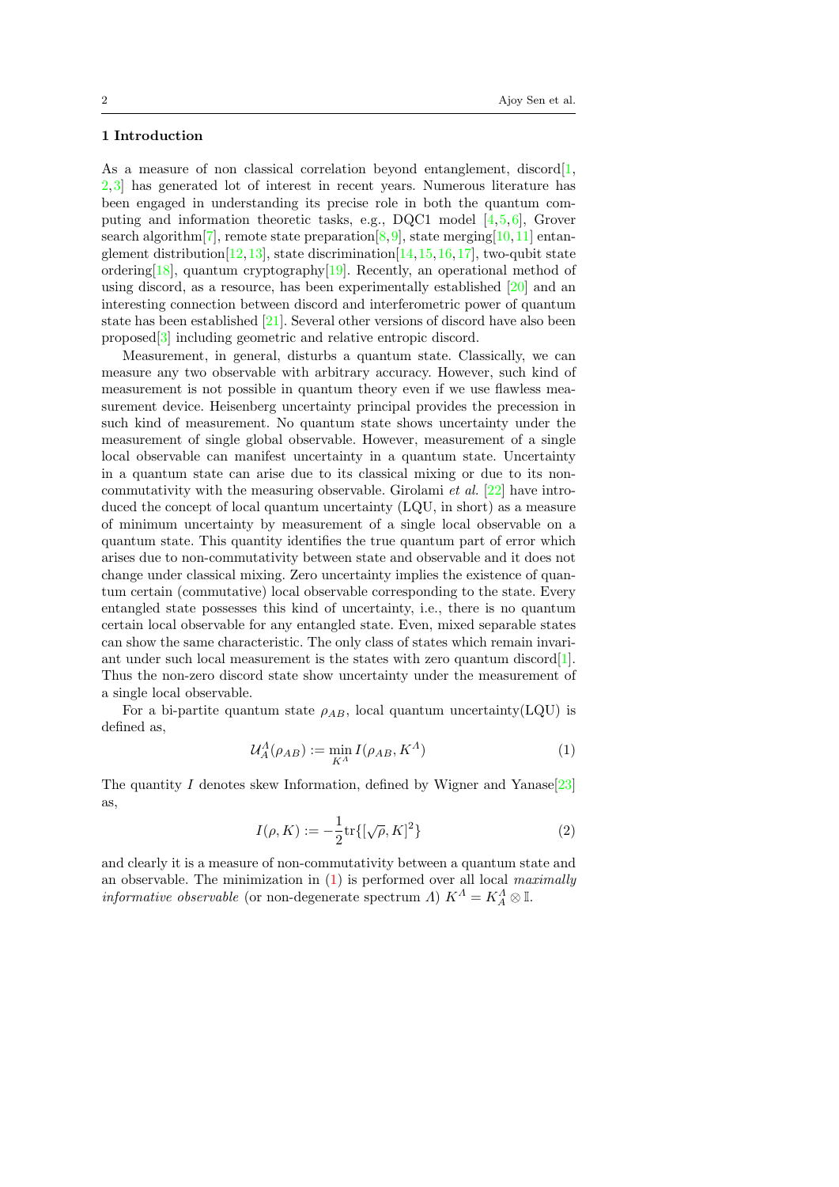## 1 Introduction

As a measure of non classical correlation beyond entanglement, discord[1, 2,3] has generated lot of interest in recent years. Numerous literature has been engaged in understanding its precise role in both the quantum computing and information theoretic tasks, e.g., DQC1 model [4,5,6], Grover search algorithm[7], remote state preparation[8,9], state merging[10,11] entanglement distribution[12,13], state discrimination[14,15,16,17], two-qubit state ordering[18], quantum cryptography[19]. Recently, an operational method of using discord, as a resource, has been experimentally established [20] and an interesting connection between discord and interferometric power of quantum state has been established [21]. Several other versions of discord have also been proposed[3] including geometric and relative entropic discord.

Measurement, in general, disturbs a quantum state. Classically, we can measure any two observable with arbitrary accuracy. However, such kind of measurement is not possible in quantum theory even if we use flawless measurement device. Heisenberg uncertainty principal provides the precession in such kind of measurement. No quantum state shows uncertainty under the measurement of single global observable. However, measurement of a single local observable can manifest uncertainty in a quantum state. Uncertainty in a quantum state can arise due to its classical mixing or due to its non-commutativity with the measuring observable. Girolami *et al.* [22] have introduced the concept of local quantum uncertainty (LQU, in short) as a measure of minimum uncertainty by measurement of a single local observable on a quantum state. This quantity identifies the true quantum part of error which arises due to non-commutativity between state and observable and it does not change under classical mixing. Zero uncertainty implies the existence of quantum certain (commutative) local observable corresponding to the state. Every entangled state possesses this kind of uncertainty, i.e., there is no quantum certain local observable for any entangled state. Even, mixed separable states can show the same characteristic. The only class of states which remain invariant under such local measurement is the states with zero quantum discord[1]. Thus the non-zero discord state show uncertainty under the measurement of a single local observable.

For a bi-partite quantum state $\rho_{AB}$, local quantum uncertainty(LQU) is defined as,

$$\mathcal{U}_A^\Lambda(\rho_{AB}) := \min_{K^\Lambda} I(\rho_{AB}, K^\Lambda) \tag{1}$$

The quantity $I$ denotes skew Information, defined by Wigner and Yanase[23] as,

$$I(\rho, K) := -\frac{1}{2}\mathrm{tr}\{[\sqrt{\rho}, K]^2\} \tag{2}$$

and clearly it is a measure of non-commutativity between a quantum state and an observable. The minimization in (1) is performed over all local *maximally informative observable* (or non-degenerate spectrum $\Lambda$) $K^\Lambda = K_A^\Lambda \otimes \mathbb{I}$.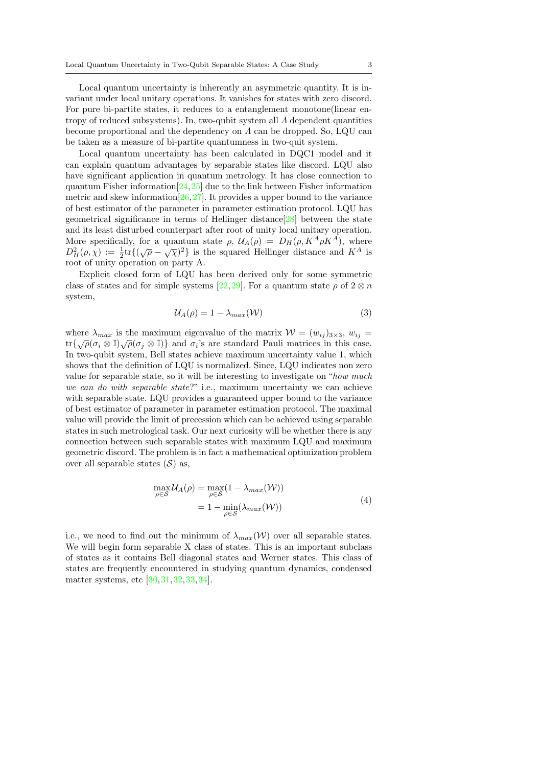Local quantum uncertainty is inherently an asymmetric quantity. It is invariant under local unitary operations. It vanishes for states with zero discord. For pure bi-partite states, it reduces to a entanglement monotone(linear entropy of reduced subsystems). In, two-qubit system all $\Lambda$ dependent quantities become proportional and the dependency on $\Lambda$ can be dropped. So, LQU can be taken as a measure of bi-partite quantumness in two-quit system.

Local quantum uncertainty has been calculated in DQC1 model and it can explain quantum advantages by separable states like discord. LQU also have significant application in quantum metrology. It has close connection to quantum Fisher information[24,25] due to the link between Fisher information metric and skew information[26,27]. It provides a upper bound to the variance of best estimator of the parameter in parameter estimation protocol. LQU has geometrical significance in terms of Hellinger distance[28] between the state and its least disturbed counterpart after root of unity local unitary operation. More specifically, for a quantum state $\rho$, $\mathcal{U}_A(\rho) = D_H(\rho, K^A \rho K^A)$, where $D_H^2(\rho, \chi) := \frac{1}{2}\mathrm{tr}\{(\sqrt{\rho} - \sqrt{\chi})^2\}$ is the squared Hellinger distance and $K^A$ is root of unity operation on party A.

Explicit closed form of LQU has been derived only for some symmetric class of states and for simple systems [22,29]. For a quantum state $\rho$ of $2 \otimes n$ system,

$$\mathcal{U}_A(\rho) = 1 - \lambda_{max}(\mathcal{W}) \tag{3}$$

where $\lambda_{max}$ is the maximum eigenvalue of the matrix $\mathcal{W} = (w_{ij})_{3\times 3}$, $w_{ij} = \mathrm{tr}\{\sqrt{\rho}(\sigma_i \otimes \mathbb{I})\sqrt{\rho}(\sigma_j \otimes \mathbb{I})\}$ and $\sigma_i$'s are standard Pauli matrices in this case. In two-qubit system, Bell states achieve maximum uncertainty value 1, which shows that the definition of LQU is normalized. Since, LQU indicates non zero value for separable state, so it will be interesting to investigate on "*how much we can do with separable state*?" i.e., maximum uncertainty we can achieve with separable state. LQU provides a guaranteed upper bound to the variance of best estimator of parameter in parameter estimation protocol. The maximal value will provide the limit of precession which can be achieved using separable states in such metrological task. Our next curiosity will be whether there is any connection between such separable states with maximum LQU and maximum geometric discord. The problem is in fact a mathematical optimization problem over all separable states ($\mathcal{S}$) as,

$$\begin{aligned}\max_{\rho \in \mathcal{S}} \mathcal{U}_A(\rho) &= \max_{\rho \in \mathcal{S}} (1 - \lambda_{max}(\mathcal{W})) \\ &= 1 - \min_{\rho \in \mathcal{S}} (\lambda_{max}(\mathcal{W}))\end{aligned} \tag{4}$$

i.e., we need to find out the minimum of $\lambda_{max}(\mathcal{W})$ over all separable states. We will begin form separable X class of states. This is an important subclass of states as it contains Bell diagonal states and Werner states. This class of states are frequently encountered in studying quantum dynamics, condensed matter systems, etc [30,31,32,33,34].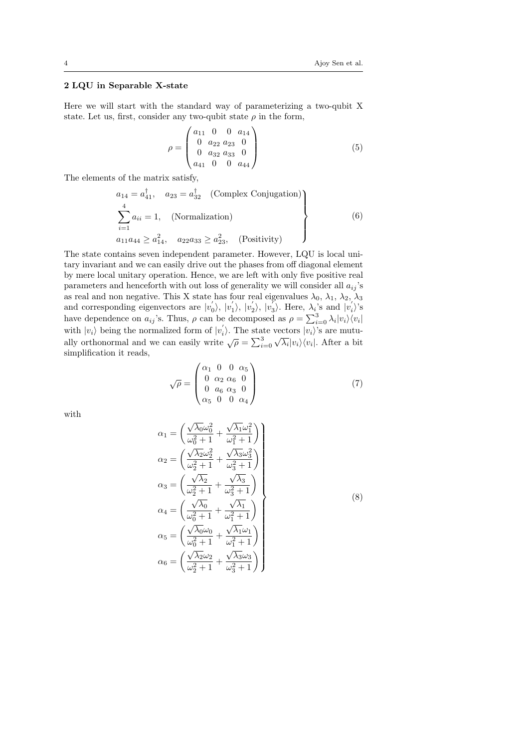## 2 LQU in Separable X-state

Here we will start with the standard way of parameterizing a two-qubit X state. Let us, first, consider any two-qubit state $\rho$ in the form,

$$\rho = \begin{pmatrix} a_{11} & 0 & 0 & a_{14} \\ 0 & a_{22} & a_{23} & 0 \\ 0 & a_{32} & a_{33} & 0 \\ a_{41} & 0 & 0 & a_{44} \end{pmatrix} \tag{5}$$

The elements of the matrix satisfy,

$$\left.\begin{aligned} & a_{14} = a_{41}^{\dagger}, \quad a_{23} = a_{32}^{\dagger} \quad \text{(Complex Conjugation)} \\ & \sum_{i=1}^{4} a_{ii} = 1, \quad \text{(Normalization)} \\ & a_{11}a_{44} \geq a_{14}^2, \quad a_{22}a_{33} \geq a_{23}^2, \quad \text{(Positivity)} \end{aligned}\right\} \tag{6}$$

The state contains seven independent parameter. However, LQU is local unitary invariant and we can easily drive out the phases from off diagonal element by mere local unitary operation. Hence, we are left with only five positive real parameters and henceforth with out loss of generality we will consider all $a_{ij}$'s as real and non negative. This X state has four real eigenvalues $\lambda_0$, $\lambda_1$, $\lambda_2$, $\lambda_3$ and corresponding eigenvectors are $|v_0^{'}\rangle$, $|v_1^{'}\rangle$, $|v_2^{'}\rangle$, $|v_3^{'}\rangle$. Here, $\lambda_i$'s and $|v_i^{'}\rangle$'s have dependence on $a_{ij}$'s. Thus, $\rho$ can be decomposed as $\rho = \sum_{i=0}^{3} \lambda_i |v_i\rangle\langle v_i|$ with $|v_i\rangle$ being the normalized form of $|v_i^{'}\rangle$. The state vectors $|v_i\rangle$'s are mutually orthonormal and we can easily write $\sqrt{\rho} = \sum_{i=0}^{3} \sqrt{\lambda_i} |v_i\rangle\langle v_i|$. After a bit simplification it reads,

$$\sqrt{\rho} = \begin{pmatrix} \alpha_1 & 0 & 0 & \alpha_5 \\ 0 & \alpha_2 & \alpha_6 & 0 \\ 0 & a_6 & \alpha_3 & 0 \\ \alpha_5 & 0 & 0 & \alpha_4 \end{pmatrix} \tag{7}$$

with

$$\left.\begin{aligned} \alpha_1 &= \left( \frac{\sqrt{\lambda_0}\omega_0^2}{\omega_0^2 + 1} + \frac{\sqrt{\lambda_1}\omega_1^2}{\omega_1^2 + 1} \right) \\ \alpha_2 &= \left( \frac{\sqrt{\lambda_2}\omega_2^2}{\omega_2^2 + 1} + \frac{\sqrt{\lambda_3}\omega_3^2}{\omega_3^2 + 1} \right) \\ \alpha_3 &= \left( \frac{\sqrt{\lambda_2}}{\omega_2^2 + 1} + \frac{\sqrt{\lambda_3}}{\omega_3^2 + 1} \right) \\ \alpha_4 &= \left( \frac{\sqrt{\lambda_0}}{\omega_0^2 + 1} + \frac{\sqrt{\lambda_1}}{\omega_1^2 + 1} \right) \\ \alpha_5 &= \left( \frac{\sqrt{\lambda_0}\omega_0}{\omega_0^2 + 1} + \frac{\sqrt{\lambda_1}\omega_1}{\omega_1^2 + 1} \right) \\ \alpha_6 &= \left( \frac{\sqrt{\lambda_2}\omega_2}{\omega_2^2 + 1} + \frac{\sqrt{\lambda_3}\omega_3}{\omega_3^2 + 1} \right) \end{aligned}\right\} \tag{8}$$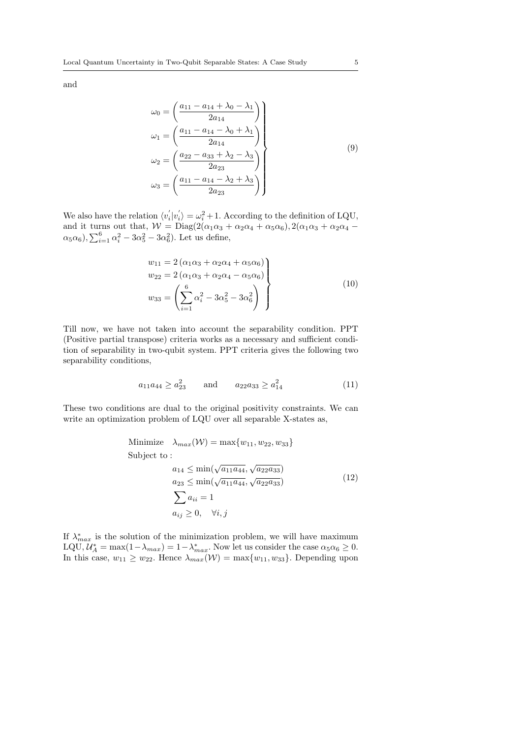and

$$
\left.\begin{aligned}
\omega_0 &= \left(\frac{a_{11} - a_{14} + \lambda_0 - \lambda_1}{2a_{14}}\right) \\
\omega_1 &= \left(\frac{a_{11} - a_{14} - \lambda_0 + \lambda_1}{2a_{14}}\right) \\
\omega_2 &= \left(\frac{a_{22} - a_{33} + \lambda_2 - \lambda_3}{2a_{23}}\right) \\
\omega_3 &= \left(\frac{a_{11} - a_{14} - \lambda_2 + \lambda_3}{2a_{23}}\right)
\end{aligned}\right\} \tag{9}
$$

We also have the relation $\langle v_i^{'}|v_i^{'}\rangle = \omega_i^2 + 1$. According to the definition of LQU, and it turns out that, $\mathcal{W} = \text{Diag}(2(\alpha_1\alpha_3 + \alpha_2\alpha_4 + \alpha_5\alpha_6), 2(\alpha_1\alpha_3 + \alpha_2\alpha_4 - \alpha_5\alpha_6), \sum_{i=1}^{6}\alpha_i^2 - 3\alpha_5^2 - 3\alpha_6^2)$. Let us define,

$$
\left.\begin{aligned}
w_{11} &= 2\left(\alpha_1\alpha_3 + \alpha_2\alpha_4 + \alpha_5\alpha_6\right) \\
w_{22} &= 2\left(\alpha_1\alpha_3 + \alpha_2\alpha_4 - \alpha_5\alpha_6\right) \\
w_{33} &= \left(\sum_{i=1}^{6}\alpha_i^2 - 3\alpha_5^2 - 3\alpha_6^2\right)
\end{aligned}\right\} \tag{10}
$$

Till now, we have not taken into account the separability condition. PPT (Positive partial transpose) criteria works as a necessary and sufficient condition of separability in two-qubit system. PPT criteria gives the following two separability conditions,

$$
a_{11}a_{44} \geq a_{23}^2 \qquad \text{and} \qquad a_{22}a_{33} \geq a_{14}^2 \tag{11}
$$

These two conditions are dual to the original positivity constraints. We can write an optimization problem of LQU over all separable X-states as,

$$
\begin{aligned}
&\text{Minimize} \quad \lambda_{max}(\mathcal{W}) = \max\{w_{11}, w_{22}, w_{33}\} \\
&\text{Subject to :} \\
&\qquad a_{14} \leq \min(\sqrt{a_{11}a_{44}}, \sqrt{a_{22}a_{33}}) \\
&\qquad a_{23} \leq \min(\sqrt{a_{11}a_{44}}, \sqrt{a_{22}a_{33}}) \\
&\qquad \sum a_{ii} = 1 \\
&\qquad a_{ij} \geq 0, \quad \forall i, j
\end{aligned} \tag{12}
$$

If $\lambda_{max}^*$ is the solution of the minimization problem, we will have maximum LQU, $\mathcal{U}_A^* = \max(1 - \lambda_{max}) = 1 - \lambda_{max}^*$. Now let us consider the case $\alpha_5\alpha_6 \geq 0$. In this case, $w_{11} \geq w_{22}$. Hence $\lambda_{max}(\mathcal{W}) = \max\{w_{11}, w_{33}\}$. Depending upon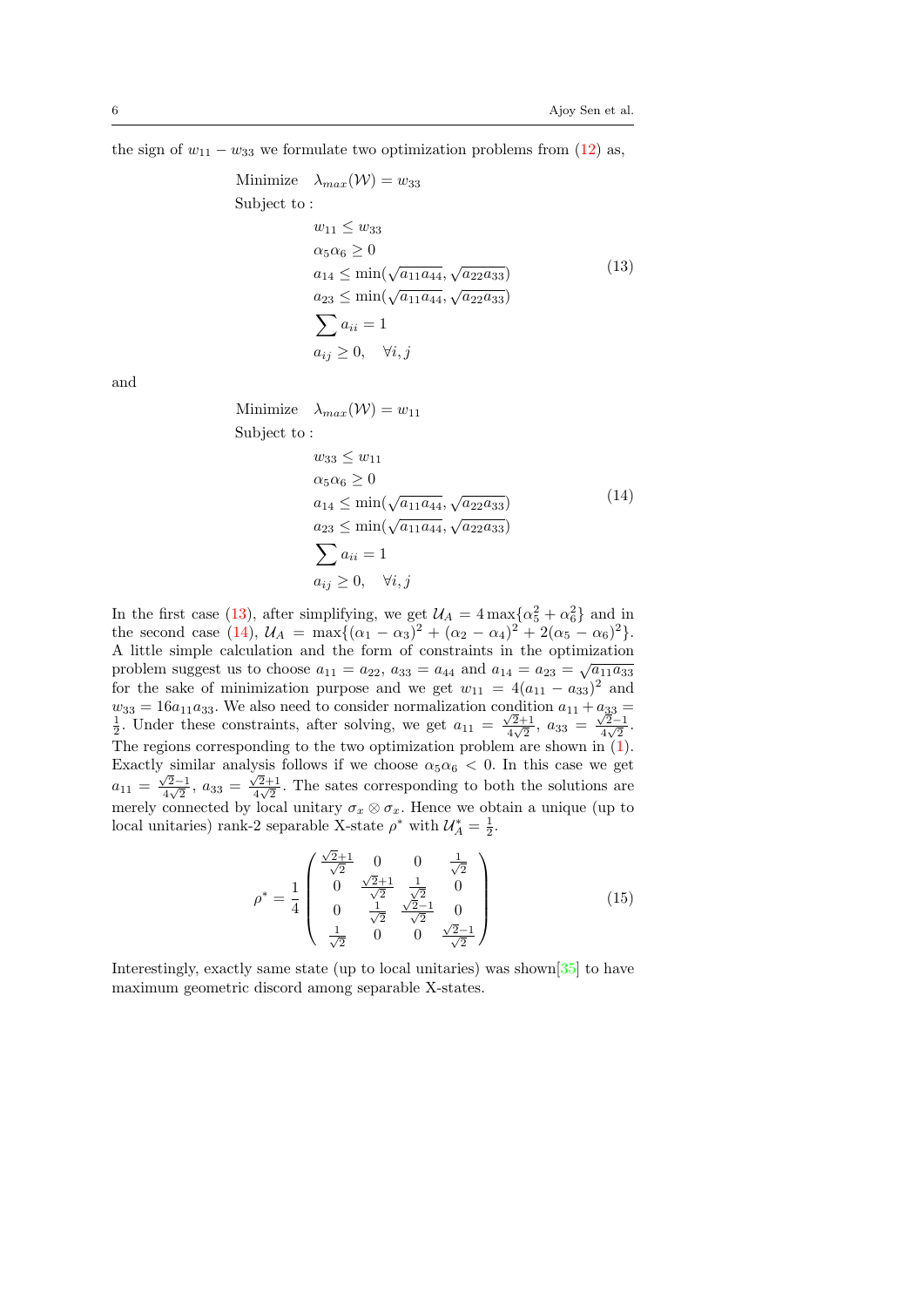the sign of $w_{11} - w_{33}$ we formulate two optimization problems from (12) as,

$$
\begin{aligned}
&\text{Minimize} \quad \lambda_{max}(\mathcal{W}) = w_{33} \\
&\text{Subject to :} \\
&\qquad w_{11} \leq w_{33} \\
&\qquad \alpha_5 \alpha_6 \geq 0 \\
&\qquad a_{14} \leq \min(\sqrt{a_{11}a_{44}}, \sqrt{a_{22}a_{33}}) \\
&\qquad a_{23} \leq \min(\sqrt{a_{11}a_{44}}, \sqrt{a_{22}a_{33}}) \\
&\qquad \sum a_{ii} = 1 \\
&\qquad a_{ij} \geq 0, \quad \forall i,j
\end{aligned}
\tag{13}
$$

and

$$
\begin{aligned}
&\text{Minimize} \quad \lambda_{max}(\mathcal{W}) = w_{11} \\
&\text{Subject to :} \\
&\qquad w_{33} \leq w_{11} \\
&\qquad \alpha_5 \alpha_6 \geq 0 \\
&\qquad a_{14} \leq \min(\sqrt{a_{11}a_{44}}, \sqrt{a_{22}a_{33}}) \\
&\qquad a_{23} \leq \min(\sqrt{a_{11}a_{44}}, \sqrt{a_{22}a_{33}}) \\
&\qquad \sum a_{ii} = 1 \\
&\qquad a_{ij} \geq 0, \quad \forall i,j
\end{aligned}
\tag{14}
$$

In the first case (13), after simplifying, we get $\mathcal{U}_A = 4\max\{\alpha_5^2 + \alpha_6^2\}$ and in the second case (14), $\mathcal{U}_A = \max\{(\alpha_1 - \alpha_3)^2 + (\alpha_2 - \alpha_4)^2 + 2(\alpha_5 - \alpha_6)^2\}$. A little simple calculation and the form of constraints in the optimization problem suggest us to choose $a_{11} = a_{22}$, $a_{33} = a_{44}$ and $a_{14} = a_{23} = \sqrt{a_{11}a_{33}}$ for the sake of minimization purpose and we get $w_{11} = 4(a_{11} - a_{33})^2$ and $w_{33} = 16a_{11}a_{33}$. We also need to consider normalization condition $a_{11} + a_{33} = \frac{1}{2}$. Under these constraints, after solving, we get $a_{11} = \frac{\sqrt{2}+1}{4\sqrt{2}}$, $a_{33} = \frac{\sqrt{2}-1}{4\sqrt{2}}$. The regions corresponding to the two optimization problem are shown in (1). Exactly similar analysis follows if we choose $\alpha_5\alpha_6 < 0$. In this case we get $a_{11} = \frac{\sqrt{2}-1}{4\sqrt{2}}$, $a_{33} = \frac{\sqrt{2}+1}{4\sqrt{2}}$. The sates corresponding to both the solutions are merely connected by local unitary $\sigma_x \otimes \sigma_x$. Hence we obtain a unique (up to local unitaries) rank-2 separable X-state $\rho^*$ with $\mathcal{U}_A^* = \frac{1}{2}$.

$$
\rho^* = \frac{1}{4}\begin{pmatrix}
\frac{\sqrt{2}+1}{\sqrt{2}} & 0 & 0 & \frac{1}{\sqrt{2}} \\
0 & \frac{\sqrt{2}+1}{\sqrt{2}} & \frac{1}{\sqrt{2}} & 0 \\
0 & \frac{1}{\sqrt{2}} & \frac{\sqrt{2}-1}{\sqrt{2}} & 0 \\
\frac{1}{\sqrt{2}} & 0 & 0 & \frac{\sqrt{2}-1}{\sqrt{2}}
\end{pmatrix}
\tag{15}
$$

Interestingly, exactly same state (up to local unitaries) was shown[35] to have maximum geometric discord among separable X-states.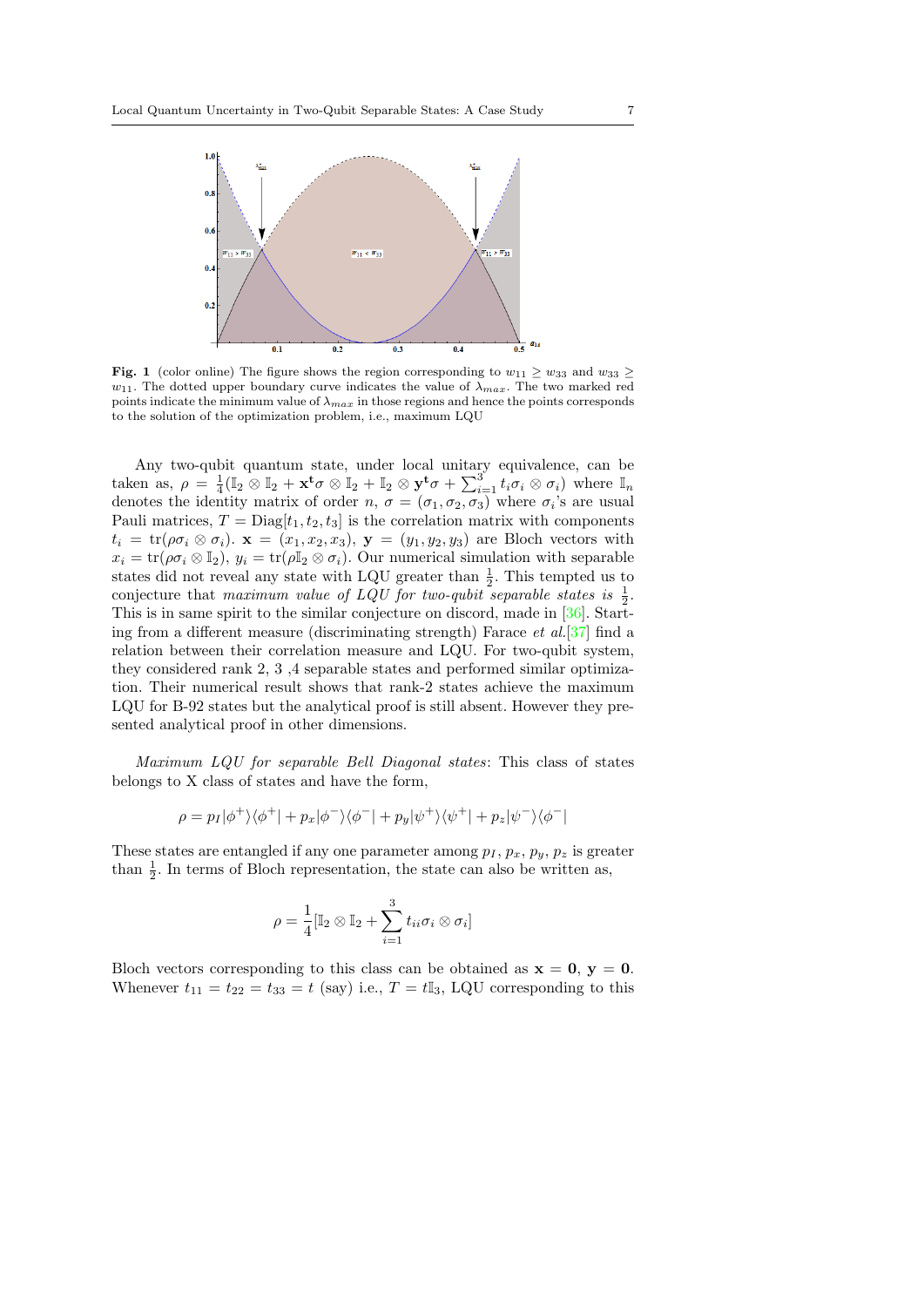**Fig. 1** (color online) The figure shows the region corresponding to $w_{11} \geq w_{33}$ and $w_{33} \geq w_{11}$. The dotted upper boundary curve indicates the value of $\lambda_{max}$. The two marked red points indicate the minimum value of $\lambda_{max}$ in those regions and hence the points corresponds to the solution of the optimization problem, i.e., maximum LQU

Any two-qubit quantum state, under local unitary equivalence, can be taken as, $\rho = \frac{1}{4}(\mathbb{I}_2 \otimes \mathbb{I}_2 + \mathbf{x^t}\sigma \otimes \mathbb{I}_2 + \mathbb{I}_2 \otimes \mathbf{y^t}\sigma + \sum_{i=1}^{3} t_i \sigma_i \otimes \sigma_i)$ where $\mathbb{I}_n$ denotes the identity matrix of order $n$, $\sigma = (\sigma_1, \sigma_2, \sigma_3)$ where $\sigma_i$'s are usual Pauli matrices, $T = \text{Diag}[t_1, t_2, t_3]$ is the correlation matrix with components $t_i = \text{tr}(\rho\sigma_i \otimes \sigma_i)$. $\mathbf{x} = (x_1, x_2, x_3)$, $\mathbf{y} = (y_1, y_2, y_3)$ are Bloch vectors with $x_i = \text{tr}(\rho\sigma_i \otimes \mathbb{I}_2)$, $y_i = \text{tr}(\rho\mathbb{I}_2 \otimes \sigma_i)$. Our numerical simulation with separable states did not reveal any state with LQU greater than $\frac{1}{2}$. This tempted us to conjecture that *maximum value of LQU for two-qubit separable states is* $\frac{1}{2}$. This is in same spirit to the similar conjecture on discord, made in [36]. Starting from a different measure (discriminating strength) Farace *et al.*[37] find a relation between their correlation measure and LQU. For two-qubit system, they considered rank 2, 3 ,4 separable states and performed similar optimization. Their numerical result shows that rank-2 states achieve the maximum LQU for B-92 states but the analytical proof is still absent. However they presented analytical proof in other dimensions.

*Maximum LQU for separable Bell Diagonal states*: This class of states belongs to X class of states and have the form,

$$\rho = p_I|\phi^+\rangle\langle\phi^+| + p_x|\phi^-\rangle\langle\phi^-| + p_y|\psi^+\rangle\langle\psi^+| + p_z|\psi^-\rangle\langle\phi^-|$$

These states are entangled if any one parameter among $p_I$, $p_x$, $p_y$, $p_z$ is greater than $\frac{1}{2}$. In terms of Bloch representation, the state can also be written as,

$$\rho = \frac{1}{4}[\mathbb{I}_2 \otimes \mathbb{I}_2 + \sum_{i=1}^{3} t_{ii}\sigma_i \otimes \sigma_i]$$

Bloch vectors corresponding to this class can be obtained as $\mathbf{x} = \mathbf{0}$, $\mathbf{y} = \mathbf{0}$. Whenever $t_{11} = t_{22} = t_{33} = t$ (say) i.e., $T = t\mathbb{I}_3$, LQU corresponding to this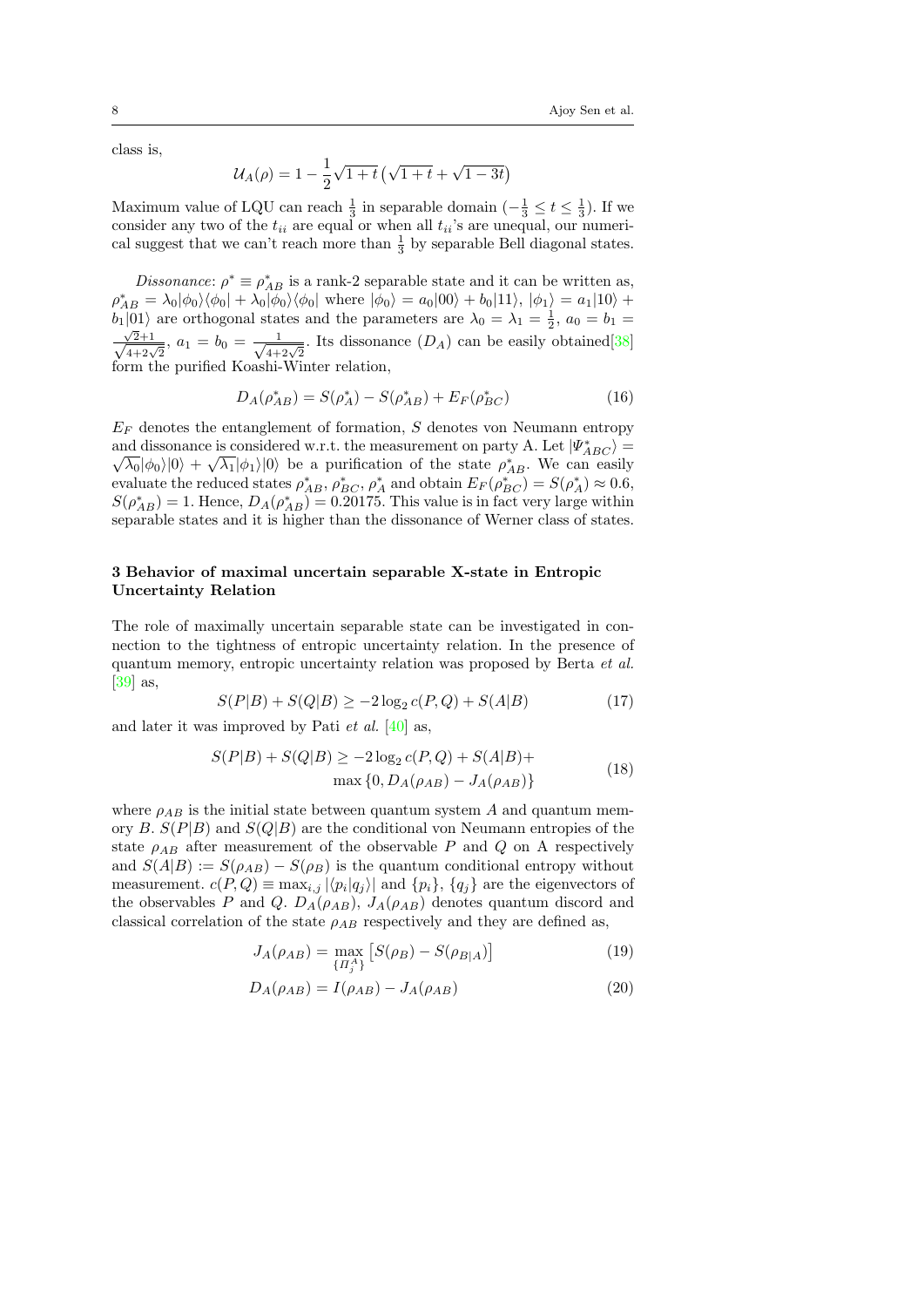class is,

$$\mathcal{U}_A(\rho) = 1 - \frac{1}{2}\sqrt{1+t}\left(\sqrt{1+t} + \sqrt{1-3t}\right)$$

Maximum value of LQU can reach $\frac{1}{3}$ in separable domain ($-\frac{1}{3} \leq t \leq \frac{1}{3}$). If we consider any two of the $t_{ii}$ are equal or when all $t_{ii}$'s are unequal, our numerical suggest that we can't reach more than $\frac{1}{3}$ by separable Bell diagonal states.

*Dissonance*: $\rho^* \equiv \rho^*_{AB}$ is a rank-2 separable state and it can be written as, $\rho^*_{AB} = \lambda_0|\phi_0\rangle\langle\phi_0| + \lambda_0|\phi_0\rangle\langle\phi_0|$ where $|\phi_0\rangle = a_0|00\rangle + b_0|11\rangle$, $|\phi_1\rangle = a_1|10\rangle + b_1|01\rangle$ are orthogonal states and the parameters are $\lambda_0 = \lambda_1 = \frac{1}{2}$, $a_0 = b_1 = \frac{\sqrt{2}+1}{\sqrt{4+2\sqrt{2}}}$, $a_1 = b_0 = \frac{1}{\sqrt{4+2\sqrt{2}}}$. Its dissonance ($D_A$) can be easily obtained[38] form the purified Koashi-Winter relation,

$$D_A(\rho^*_{AB}) = S(\rho^*_A) - S(\rho^*_{AB}) + E_F(\rho^*_{BC}) \tag{16}$$

$E_F$ denotes the entanglement of formation, $S$ denotes von Neumann entropy and dissonance is considered w.r.t. the measurement on party A. Let $|\Psi^*_{ABC}\rangle = \sqrt{\lambda_0}|\phi_0\rangle|0\rangle + \sqrt{\lambda_1}|\phi_1\rangle|0\rangle$ be a purification of the state $\rho^*_{AB}$. We can easily evaluate the reduced states $\rho^*_{AB}$, $\rho^*_{BC}$, $\rho^*_A$ and obtain $E_F(\rho^*_{BC}) = S(\rho^*_A) \approx 0.6$, $S(\rho^*_{AB}) = 1$. Hence, $D_A(\rho^*_{AB}) = 0.20175$. This value is in fact very large within separable states and it is higher than the dissonance of Werner class of states.

## 3 Behavior of maximal uncertain separable X-state in Entropic Uncertainty Relation

The role of maximally uncertain separable state can be investigated in connection to the tightness of entropic uncertainty relation. In the presence of quantum memory, entropic uncertainty relation was proposed by Berta *et al.* [39] as,

$$S(P|B) + S(Q|B) \geq -2\log_2 c(P,Q) + S(A|B) \tag{17}$$

and later it was improved by Pati *et al.* [40] as,

$$S(P|B) + S(Q|B) \geq -2\log_2 c(P,Q) + S(A|B) + \max\{0, D_A(\rho_{AB}) - J_A(\rho_{AB})\} \tag{18}$$

where $\rho_{AB}$ is the initial state between quantum system $A$ and quantum memory $B$. $S(P|B)$ and $S(Q|B)$ are the conditional von Neumann entropies of the state $\rho_{AB}$ after measurement of the observable $P$ and $Q$ on A respectively and $S(A|B) := S(\rho_{AB}) - S(\rho_B)$ is the quantum conditional entropy without measurement. $c(P,Q) \equiv \max_{i,j}|\langle p_i|q_j\rangle|$ and $\{p_i\}$, $\{q_j\}$ are the eigenvectors of the observables $P$ and $Q$. $D_A(\rho_{AB})$, $J_A(\rho_{AB})$ denotes quantum discord and classical correlation of the state $\rho_{AB}$ respectively and they are defined as,

$$J_A(\rho_{AB}) = \max_{\{\Pi^A_j\}}\left[S(\rho_B) - S(\rho_{B|A})\right] \tag{19}$$

$$D_A(\rho_{AB}) = I(\rho_{AB}) - J_A(\rho_{AB}) \tag{20}$$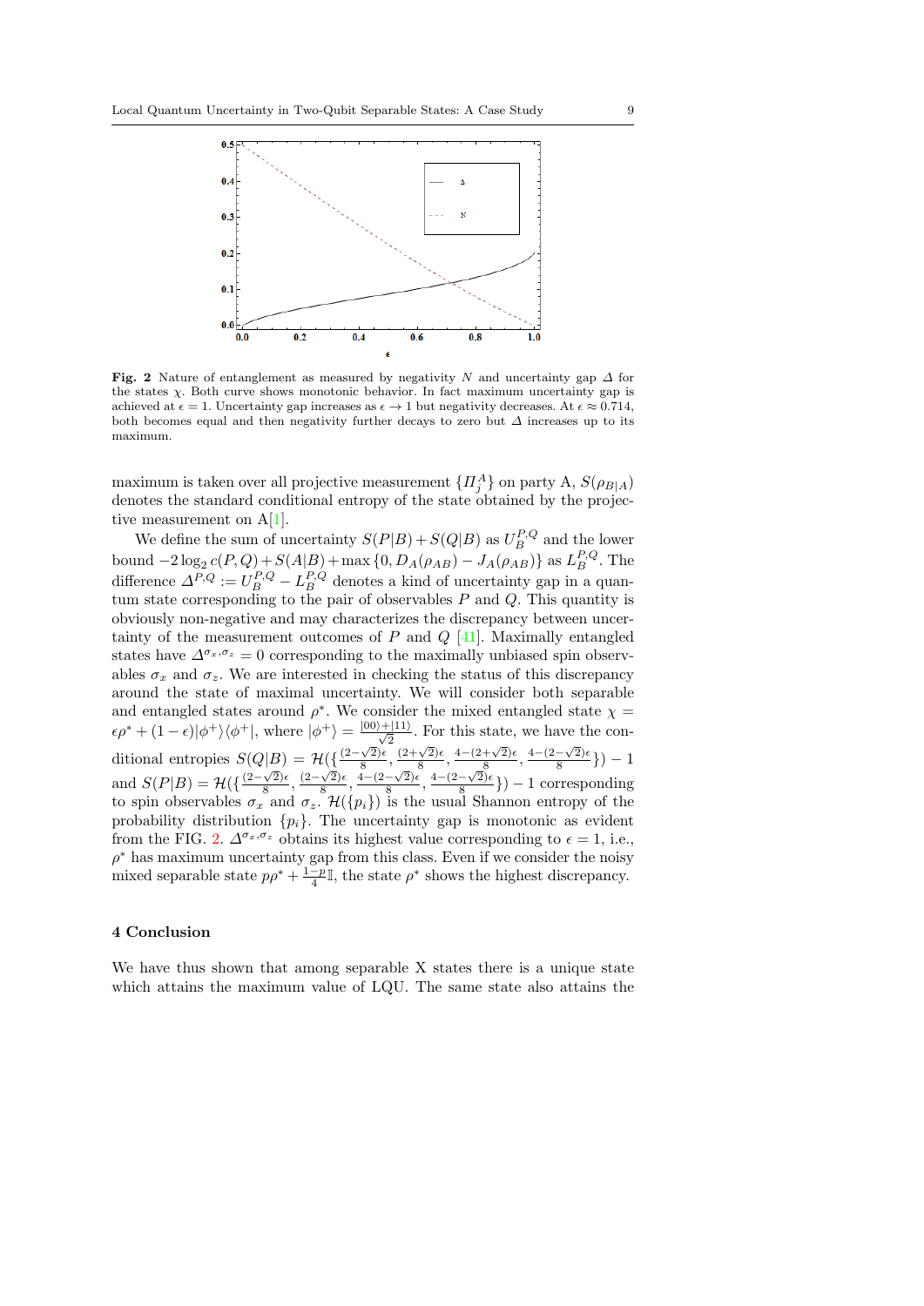**Fig. 2** Nature of entanglement as measured by negativity $N$ and uncertainty gap $\Delta$ for the states $\chi$. Both curve shows monotonic behavior. In fact maximum uncertainty gap is achieved at $\epsilon = 1$. Uncertainty gap increases as $\epsilon \to 1$ but negativity decreases. At $\epsilon \approx 0.714$, both becomes equal and then negativity further decays to zero but $\Delta$ increases up to its maximum.

maximum is taken over all projective measurement $\{\Pi_j^A\}$ on party A, $S(\rho_{B|A})$ denotes the standard conditional entropy of the state obtained by the projective measurement on A[1].

We define the sum of uncertainty $S(P|B)+S(Q|B)$ as $U_B^{P,Q}$ and the lower bound $-2\log_2 c(P,Q)+S(A|B)+\max\{0, D_A(\rho_{AB})-J_A(\rho_{AB})\}$ as $L_B^{P,Q}$. The difference $\Delta^{P,Q} := U_B^{P,Q} - L_B^{P,Q}$ denotes a kind of uncertainty gap in a quantum state corresponding to the pair of observables $P$ and $Q$. This quantity is obviously non-negative and may characterizes the discrepancy between uncertainty of the measurement outcomes of $P$ and $Q$ [41]. Maximally entangled states have $\Delta^{\sigma_x,\sigma_z} = 0$ corresponding to the maximally unbiased spin observables $\sigma_x$ and $\sigma_z$. We are interested in checking the status of this discrepancy around the state of maximal uncertainty. We will consider both separable and entangled states around $\rho^*$. We consider the mixed entangled state $\chi = \epsilon\rho^* + (1-\epsilon)|\phi^+\rangle\langle\phi^+|$, where $|\phi^+\rangle = \frac{|00\rangle+|11\rangle}{\sqrt{2}}$. For this state, we have the conditional entropies $S(Q|B) = \mathcal{H}(\{\frac{(2-\sqrt{2})\epsilon}{8}, \frac{(2+\sqrt{2})\epsilon}{8}, \frac{4-(2+\sqrt{2})\epsilon}{8}, \frac{4-(2-\sqrt{2})\epsilon}{8}\}) - 1$ and $S(P|B) = \mathcal{H}(\{\frac{(2-\sqrt{2})\epsilon}{8}, \frac{(2-\sqrt{2})\epsilon}{8}, \frac{4-(2-\sqrt{2})\epsilon}{8}, \frac{4-(2-\sqrt{2})\epsilon}{8}\}) - 1$ corresponding to spin observables $\sigma_x$ and $\sigma_z$. $\mathcal{H}(\{p_i\})$ is the usual Shannon entropy of the probability distribution $\{p_i\}$. The uncertainty gap is monotonic as evident from the FIG. 2. $\Delta^{\sigma_x,\sigma_z}$ obtains its highest value corresponding to $\epsilon = 1$, i.e., $\rho^*$ has maximum uncertainty gap from this class. Even if we consider the noisy mixed separable state $p\rho^* + \frac{1-p}{4}\mathbb{I}$, the state $\rho^*$ shows the highest discrepancy.

## 4 Conclusion

We have thus shown that among separable X states there is a unique state which attains the maximum value of LQU. The same state also attains the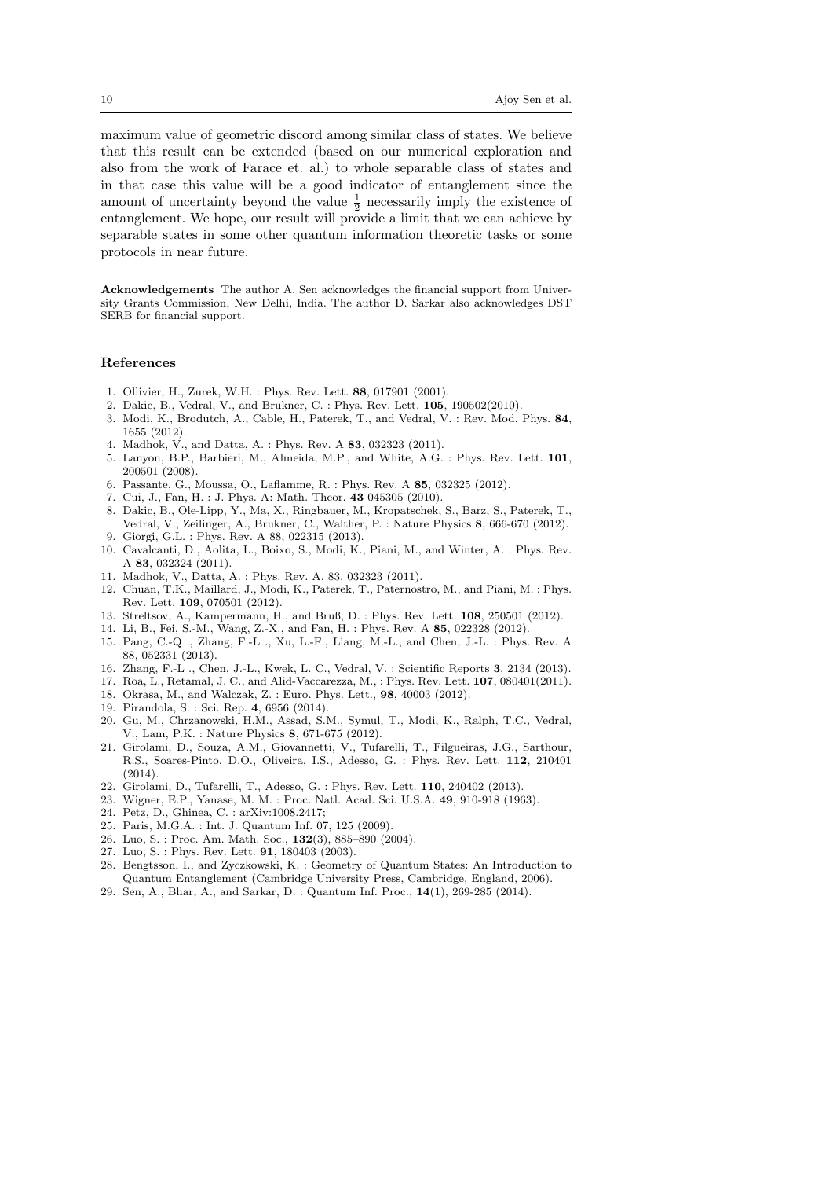maximum value of geometric discord among similar class of states. We believe that this result can be extended (based on our numerical exploration and also from the work of Farace et. al.) to whole separable class of states and in that case this value will be a good indicator of entanglement since the amount of uncertainty beyond the value $\frac{1}{2}$ necessarily imply the existence of entanglement. We hope, our result will provide a limit that we can achieve by separable states in some other quantum information theoretic tasks or some protocols in near future.

**Acknowledgements** The author A. Sen acknowledges the financial support from University Grants Commission, New Delhi, India. The author D. Sarkar also acknowledges DST SERB for financial support.

## References

1. Ollivier, H., Zurek, W.H. : Phys. Rev. Lett. **88**, 017901 (2001).
2. Dakic, B., Vedral, V., and Brukner, C. : Phys. Rev. Lett. **105**, 190502(2010).
3. Modi, K., Brodutch, A., Cable, H., Paterek, T., and Vedral, V. : Rev. Mod. Phys. **84**, 1655 (2012).
4. Madhok, V., and Datta, A. : Phys. Rev. A **83**, 032323 (2011).
5. Lanyon, B.P., Barbieri, M., Almeida, M.P., and White, A.G. : Phys. Rev. Lett. **101**, 200501 (2008).
6. Passante, G., Moussa, O., Laflamme, R. : Phys. Rev. A **85**, 032325 (2012).
7. Cui, J., Fan, H. : J. Phys. A: Math. Theor. **43** 045305 (2010).
8. Dakic, B., Ole-Lipp, Y., Ma, X., Ringbauer, M., Kropatschek, S., Barz, S., Paterek, T., Vedral, V., Zeilinger, A., Brukner, C., Walther, P. : Nature Physics **8**, 666-670 (2012).
9. Giorgi, G.L. : Phys. Rev. A 88, 022315 (2013).
10. Cavalcanti, D., Aolita, L., Boixo, S., Modi, K., Piani, M., and Winter, A. : Phys. Rev. A **83**, 032324 (2011).
11. Madhok, V., Datta, A. : Phys. Rev. A, 83, 032323 (2011).
12. Chuan, T.K., Maillard, J., Modi, K., Paterek, T., Paternostro, M., and Piani, M. : Phys. Rev. Lett. **109**, 070501 (2012).
13. Streltsov, A., Kampermann, H., and Bruß, D. : Phys. Rev. Lett. **108**, 250501 (2012).
14. Li, B., Fei, S.-M., Wang, Z.-X., and Fan, H. : Phys. Rev. A **85**, 022328 (2012).
15. Pang, C.-Q ., Zhang, F.-L ., Xu, L.-F., Liang, M.-L., and Chen, J.-L. : Phys. Rev. A 88, 052331 (2013).
16. Zhang, F.-L ., Chen, J.-L., Kwek, L. C., Vedral, V. : Scientific Reports **3**, 2134 (2013).
17. Roa, L., Retamal, J. C., and Alid-Vaccarezza, M., : Phys. Rev. Lett. **107**, 080401(2011).
18. Okrasa, M., and Walczak, Z. : Euro. Phys. Lett., **98**, 40003 (2012).
19. Pirandola, S. : Sci. Rep. **4**, 6956 (2014).
20. Gu, M., Chrzanowski, H.M., Assad, S.M., Symul, T., Modi, K., Ralph, T.C., Vedral, V., Lam, P.K. : Nature Physics **8**, 671-675 (2012).
21. Girolami, D., Souza, A.M., Giovannetti, V., Tufarelli, T., Filgueiras, J.G., Sarthour, R.S., Soares-Pinto, D.O., Oliveira, I.S., Adesso, G. : Phys. Rev. Lett. **112**, 210401 (2014).
22. Girolami, D., Tufarelli, T., Adesso, G. : Phys. Rev. Lett. **110**, 240402 (2013).
23. Wigner, E.P., Yanase, M. M. : Proc. Natl. Acad. Sci. U.S.A. **49**, 910-918 (1963).
24. Petz, D., Ghinea, C. : arXiv:1008.2417;
25. Paris, M.G.A. : Int. J. Quantum Inf. 07, 125 (2009).
26. Luo, S. : Proc. Am. Math. Soc., **132**(3), 885–890 (2004).
27. Luo, S. : Phys. Rev. Lett. **91**, 180403 (2003).
28. Bengtsson, I., and Zyczkowski, K. : Geometry of Quantum States: An Introduction to Quantum Entanglement (Cambridge University Press, Cambridge, England, 2006).
29. Sen, A., Bhar, A., and Sarkar, D. : Quantum Inf. Proc., **14**(1), 269-285 (2014).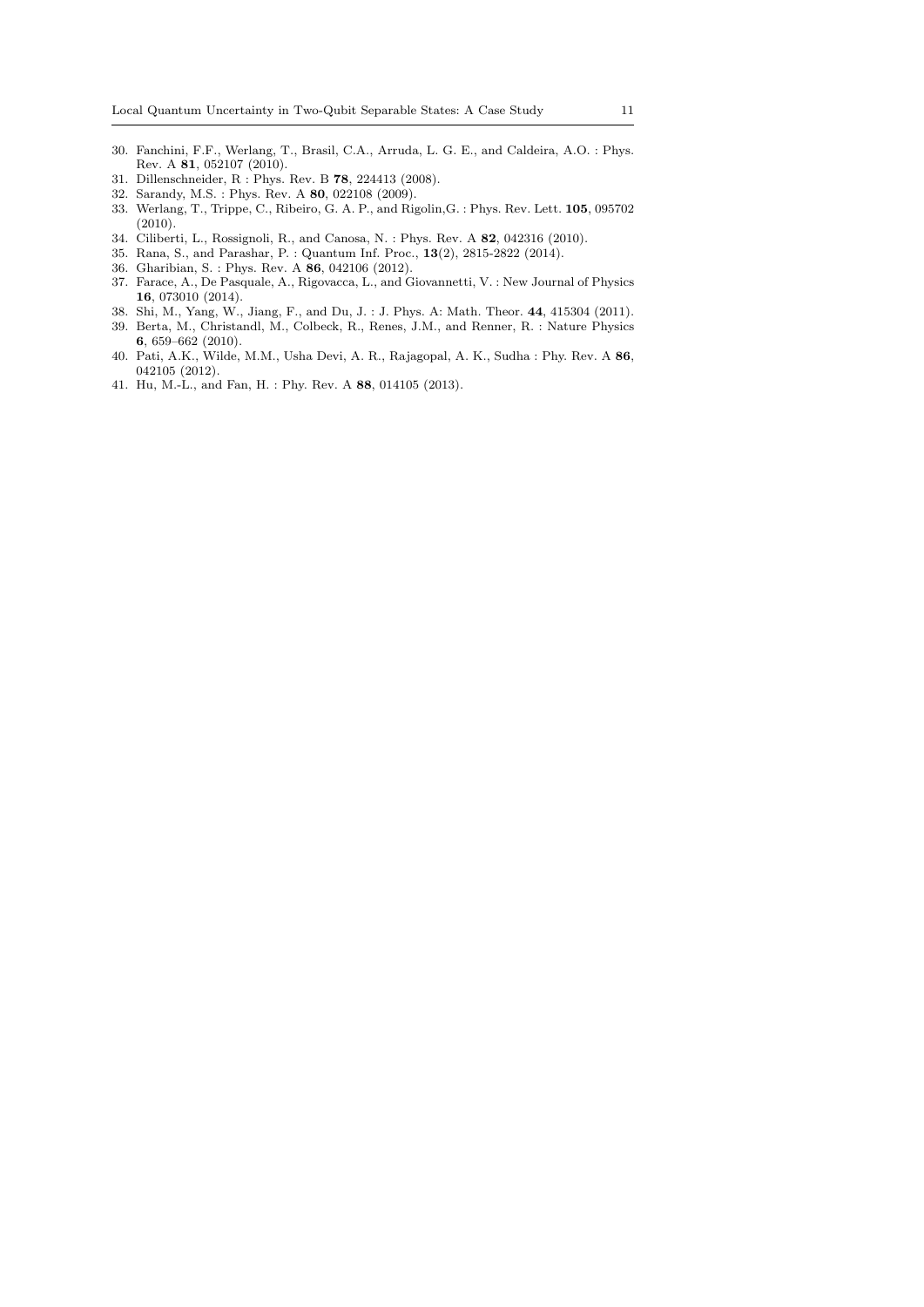30. Fanchini, F.F., Werlang, T., Brasil, C.A., Arruda, L. G. E., and Caldeira, A.O. : Phys. Rev. A **81**, 052107 (2010).
31. Dillenschneider, R : Phys. Rev. B **78**, 224413 (2008).
32. Sarandy, M.S. : Phys. Rev. A **80**, 022108 (2009).
33. Werlang, T., Trippe, C., Ribeiro, G. A. P., and Rigolin,G. : Phys. Rev. Lett. **105**, 095702 (2010).
34. Ciliberti, L., Rossignoli, R., and Canosa, N. : Phys. Rev. A **82**, 042316 (2010).
35. Rana, S., and Parashar, P. : Quantum Inf. Proc., **13**(2), 2815-2822 (2014).
36. Gharibian, S. : Phys. Rev. A **86**, 042106 (2012).
37. Farace, A., De Pasquale, A., Rigovacca, L., and Giovannetti, V. : New Journal of Physics **16**, 073010 (2014).
38. Shi, M., Yang, W., Jiang, F., and Du, J. : J. Phys. A: Math. Theor. **44**, 415304 (2011).
39. Berta, M., Christandl, M., Colbeck, R., Renes, J.M., and Renner, R. : Nature Physics **6**, 659–662 (2010).
40. Pati, A.K., Wilde, M.M., Usha Devi, A. R., Rajagopal, A. K., Sudha : Phy. Rev. A **86**, 042105 (2012).
41. Hu, M.-L., and Fan, H. : Phy. Rev. A **88**, 014105 (2013).